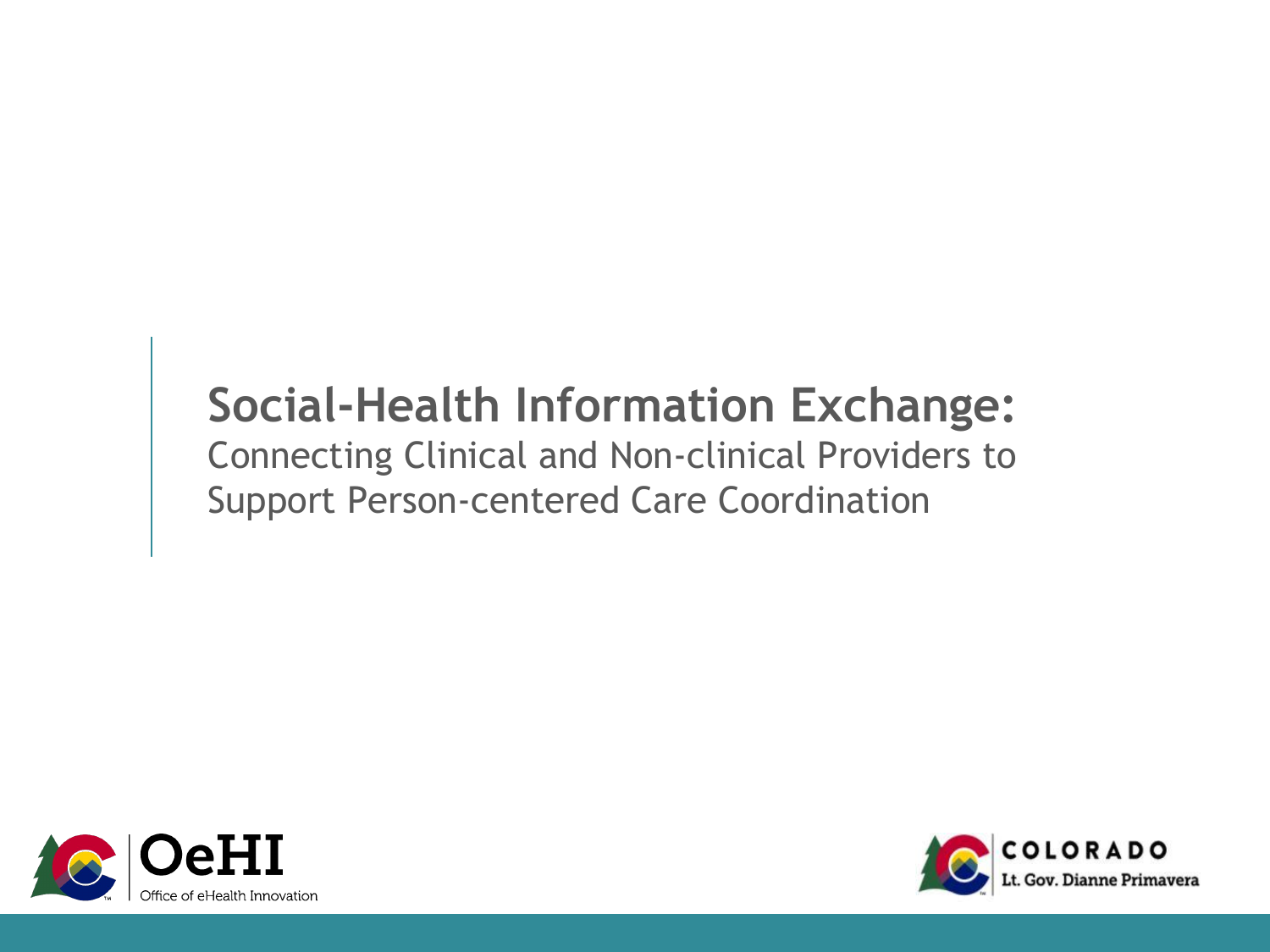# Social-Health Information Exchange:

Connecting Clinical and Non-clinical Providers to Support Person-centered Care Coordination

OeHI
Office of eHealth Innovation

COLORADO
Lt. Gov. Dianne Primavera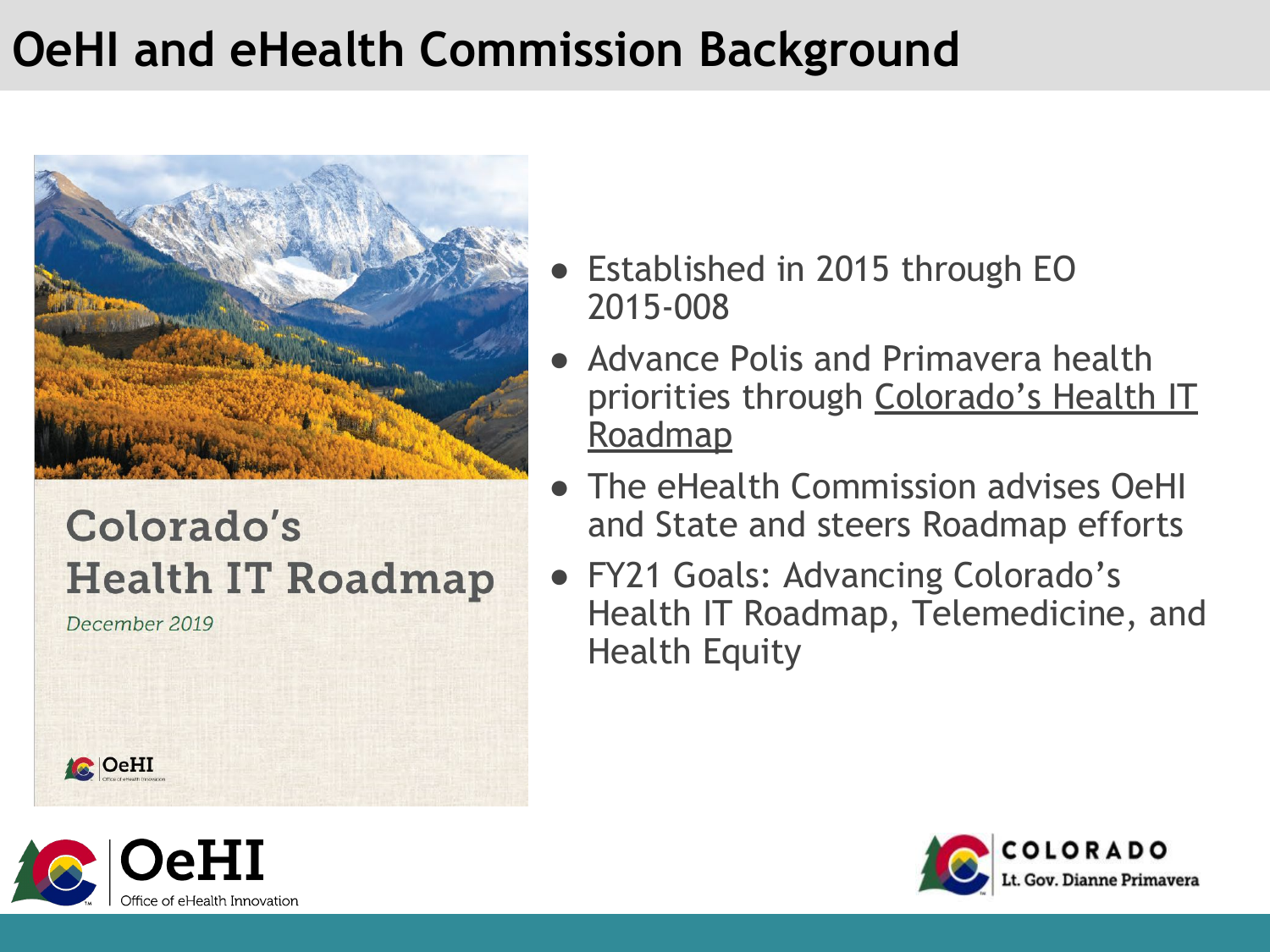# OeHI and eHealth Commission Background

Colorado's Health IT Roadmap

*December 2019*

- Established in 2015 through EO 2015-008
- Advance Polis and Primavera health priorities through Colorado's Health IT Roadmap
- The eHealth Commission advises OeHI and State and steers Roadmap efforts
- FY21 Goals: Advancing Colorado's Health IT Roadmap, Telemedicine, and Health Equity

OeHI Office of eHealth Innovation

COLORADO Lt. Gov. Dianne Primavera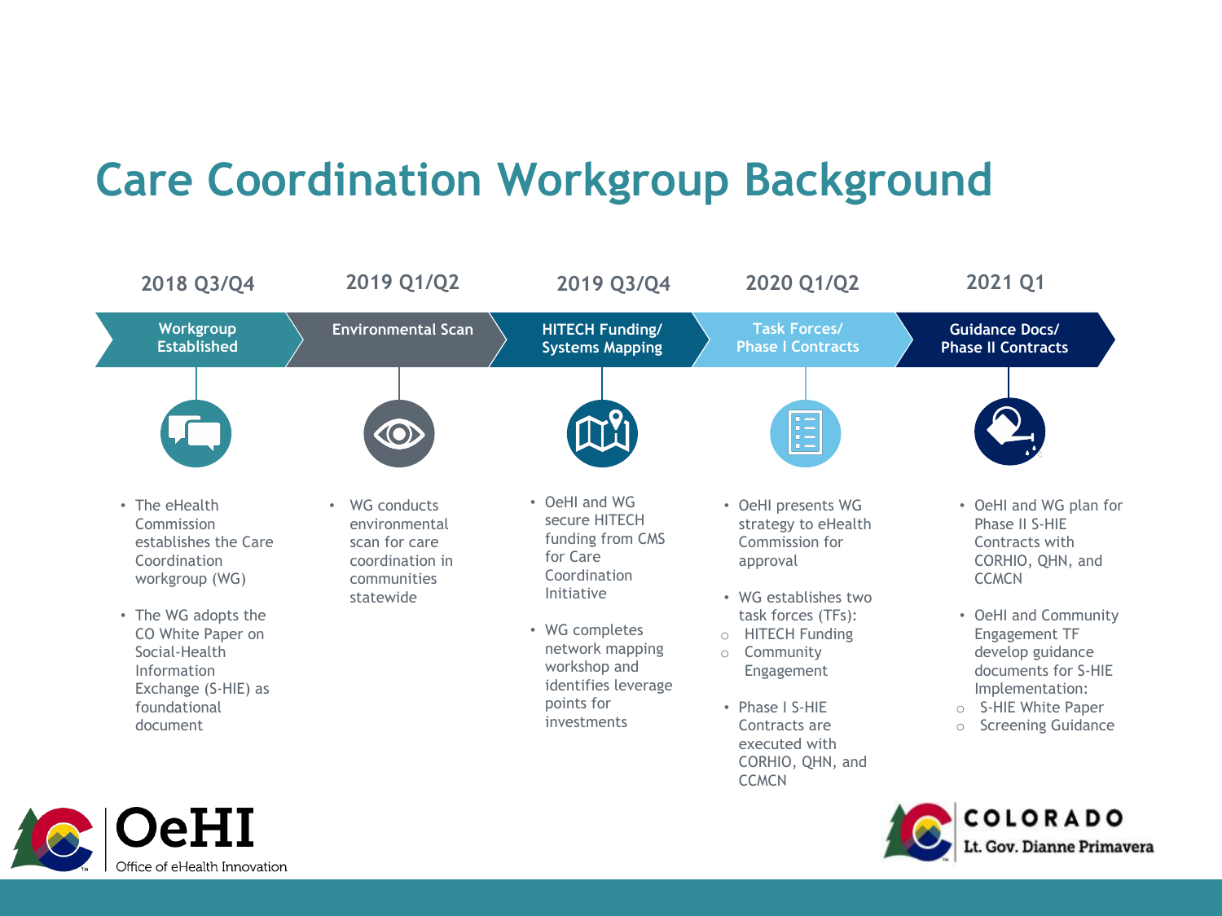# Care Coordination Workgroup Background

## 2018 Q3/Q4 — Workgroup Established

- The eHealth Commission establishes the Care Coordination workgroup (WG)
- The WG adopts the CO White Paper on Social-Health Information Exchange (S-HIE) as foundational document

## 2019 Q1/Q2 — Environmental Scan

- WG conducts environmental scan for care coordination in communities statewide

## 2019 Q3/Q4 — HITECH Funding/ Systems Mapping

- OeHI and WG secure HITECH funding from CMS for Care Coordination Initiative
- WG completes network mapping workshop and identifies leverage points for investments

## 2020 Q1/Q2 — Task Forces/ Phase I Contracts

- OeHI presents WG strategy to eHealth Commission for approval
- WG establishes two task forces (TFs):
  - HITECH Funding
  - Community Engagement
- Phase I S-HIE Contracts are executed with CORHIO, QHN, and CCMCN

## 2021 Q1 — Guidance Docs/ Phase II Contracts

- OeHI and WG plan for Phase II S-HIE Contracts with CORHIO, QHN, and CCMCN
- OeHI and Community Engagement TF develop guidance documents for S-HIE Implementation:
  - S-HIE White Paper
  - Screening Guidance

OeHI Office of eHealth Innovation

COLORADO Lt. Gov. Dianne Primavera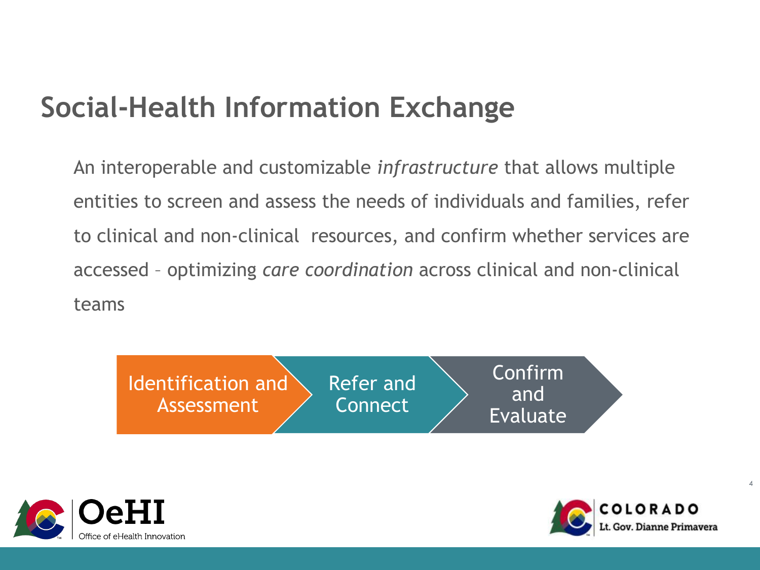# Social-Health Information Exchange

An interoperable and customizable *infrastructure* that allows multiple entities to screen and assess the needs of individuals and families, refer to clinical and non-clinical resources, and confirm whether services are accessed – optimizing *care coordination* across clinical and non-clinical teams

Identification and Assessment → Refer and Connect → Confirm and Evaluate

OeHI Office of eHealth Innovation

COLORADO Lt. Gov. Dianne Primavera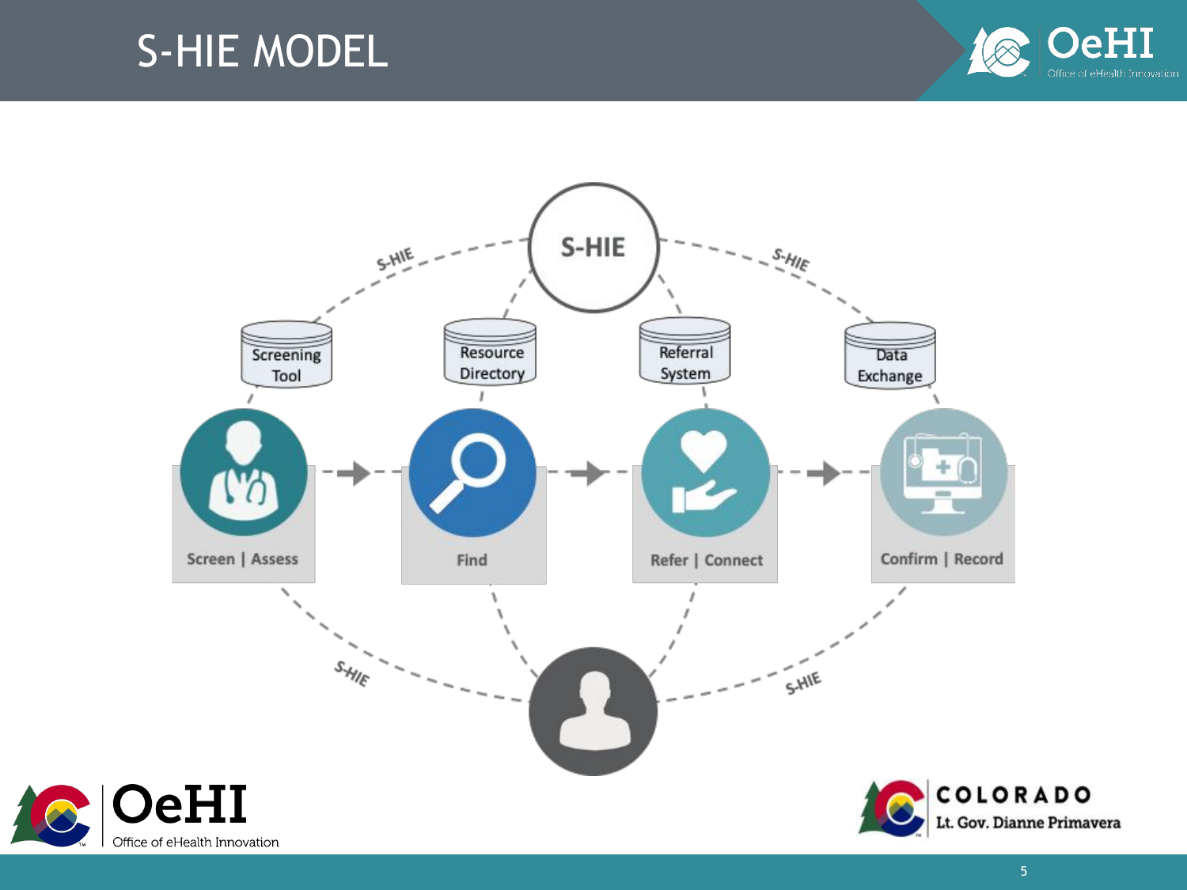# S-HIE MODEL

S-HIE

Screening Tool

Resource Directory

Referral System

Data Exchange

Screen | Assess

Find

Refer | Connect

Confirm | Record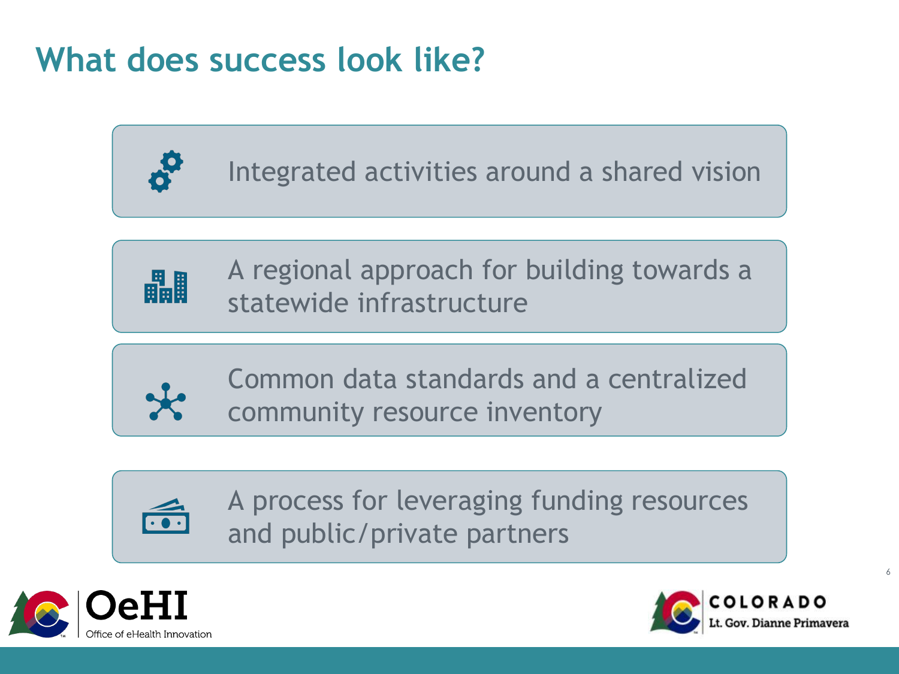# What does success look like?

- Integrated activities around a shared vision
- A regional approach for building towards a statewide infrastructure
- Common data standards and a centralized community resource inventory
- A process for leveraging funding resources and public/private partners

OeHI Office of eHealth Innovation

COLORADO Lt. Gov. Dianne Primavera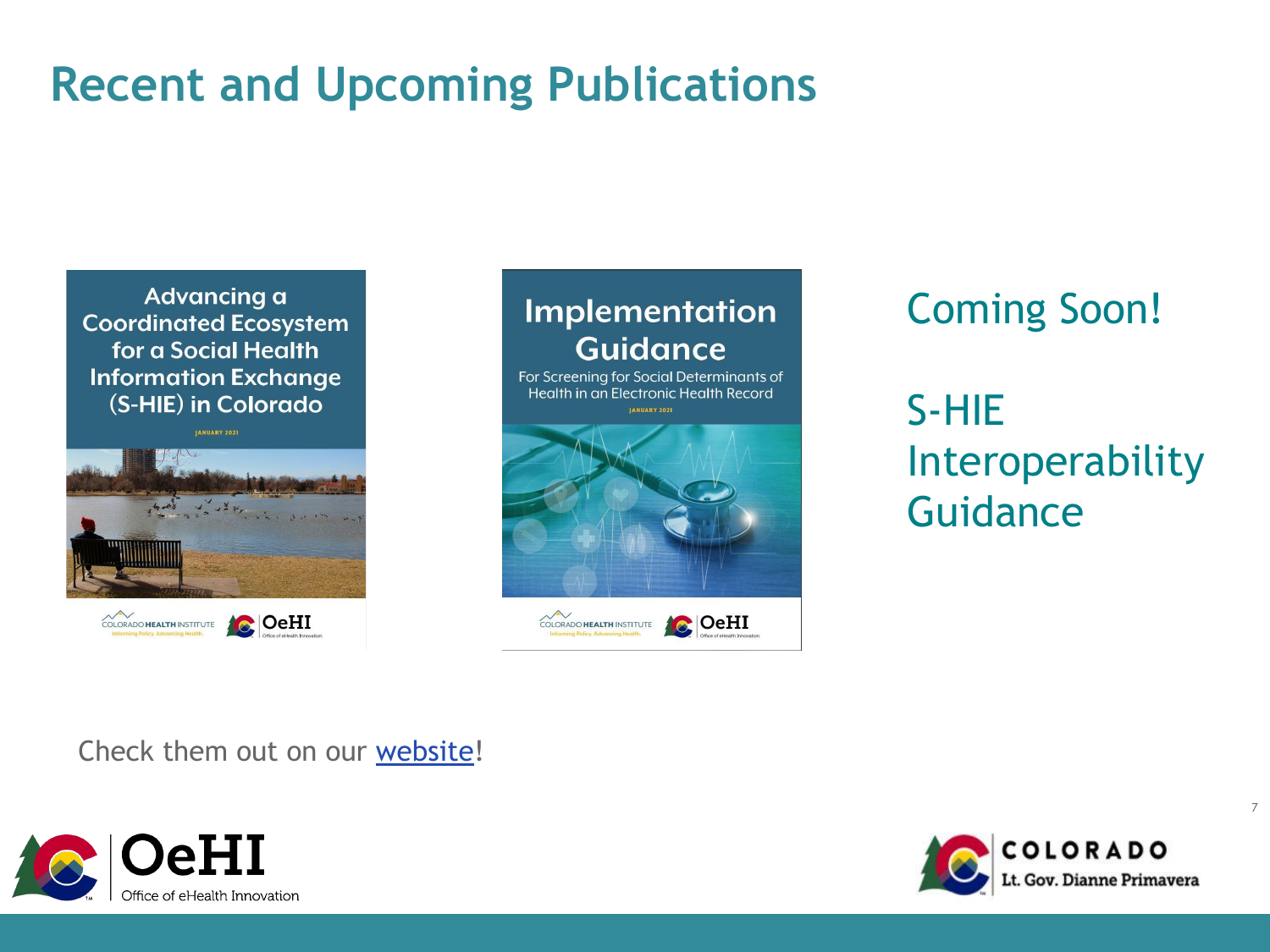# Recent and Upcoming Publications

Advancing a Coordinated Ecosystem for a Social Health Information Exchange (S-HIE) in Colorado

JANUARY 2021

Implementation Guidance

For Screening for Social Determinants of Health in an Electronic Health Record

JANUARY 2021

Coming Soon!

S-HIE Interoperability Guidance

Check them out on our website!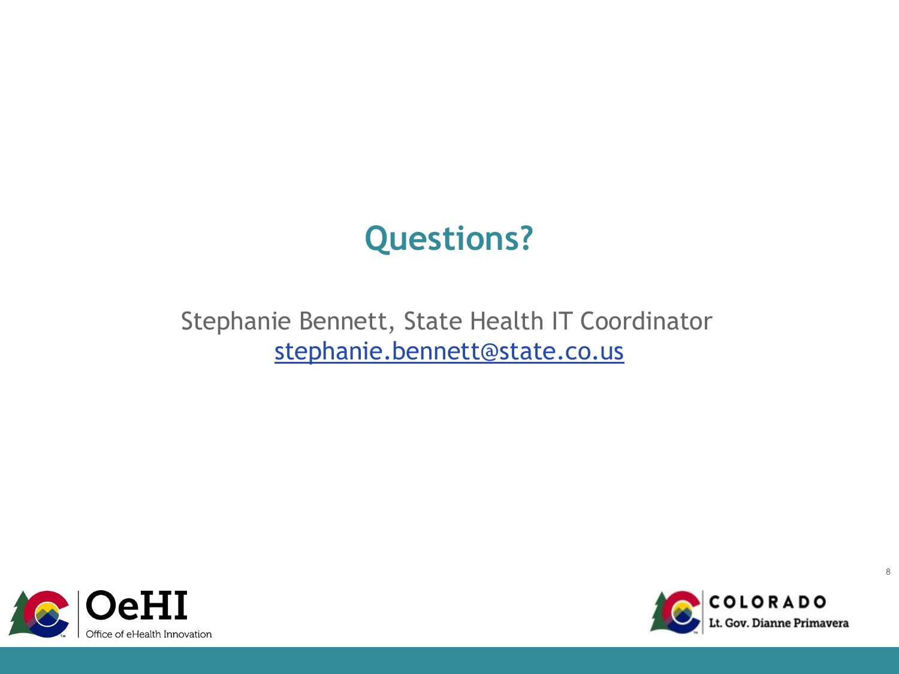# Questions?

Stephanie Bennett, State Health IT Coordinator
stephanie.bennett@state.co.us

OeHI
Office of eHealth Innovation

COLORADO
Lt. Gov. Dianne Primavera